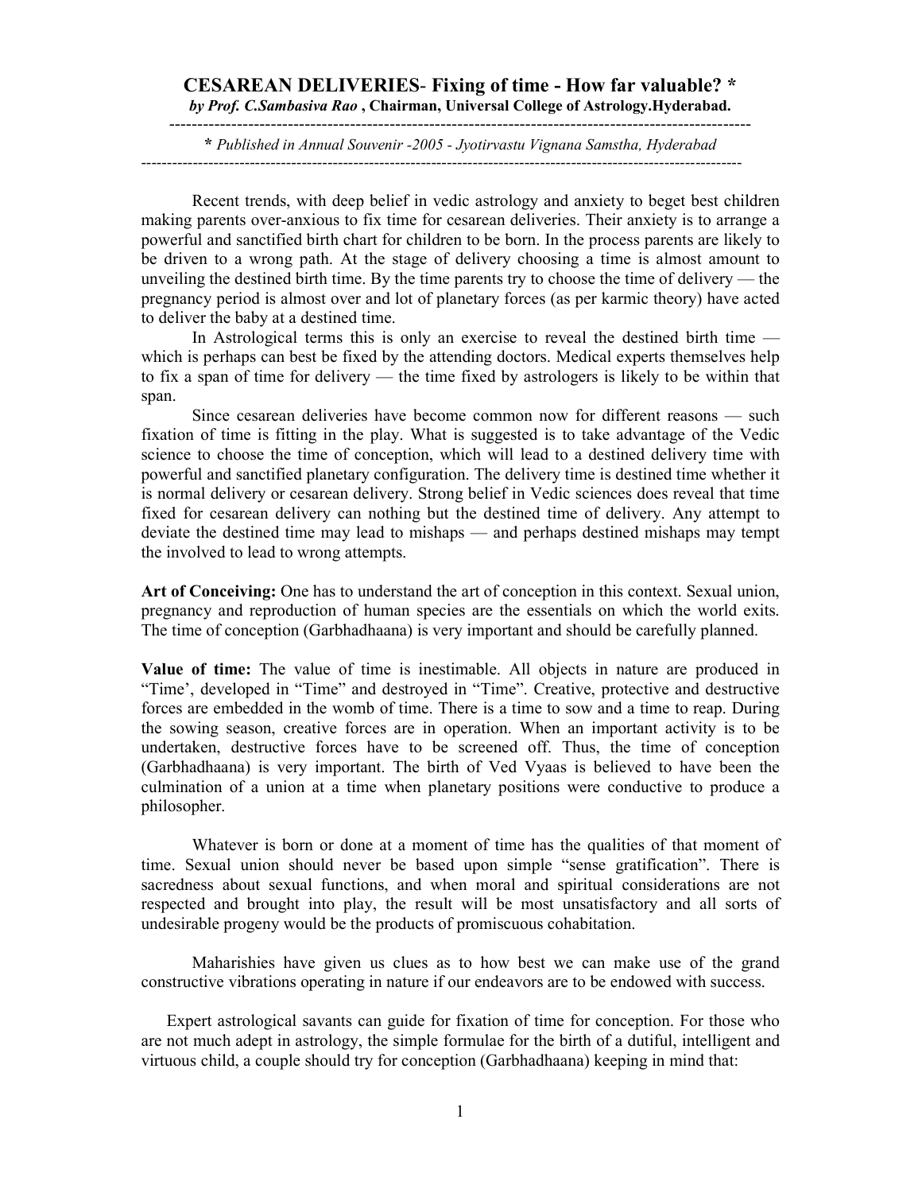# CESAREAN DELIVERIES- Fixing of time - How far valuable? *

***by Prof. C.Sambasiva Rao*** **, Chairman, Universal College of Astrology.Hyderabad.**

---

**\*** *Published in Annual Souvenir -2005 - Jyotirvastu Vignana Samstha, Hyderabad*

---

Recent trends, with deep belief in vedic astrology and anxiety to beget best children making parents over-anxious to fix time for cesarean deliveries. Their anxiety is to arrange a powerful and sanctified birth chart for children to be born. In the process parents are likely to be driven to a wrong path. At the stage of delivery choosing a time is almost amount to unveiling the destined birth time. By the time parents try to choose the time of delivery — the pregnancy period is almost over and lot of planetary forces (as per karmic theory) have acted to deliver the baby at a destined time.

In Astrological terms this is only an exercise to reveal the destined birth time — which is perhaps can best be fixed by the attending doctors. Medical experts themselves help to fix a span of time for delivery — the time fixed by astrologers is likely to be within that span.

Since cesarean deliveries have become common now for different reasons — such fixation of time is fitting in the play. What is suggested is to take advantage of the Vedic science to choose the time of conception, which will lead to a destined delivery time with powerful and sanctified planetary configuration. The delivery time is destined time whether it is normal delivery or cesarean delivery. Strong belief in Vedic sciences does reveal that time fixed for cesarean delivery can nothing but the destined time of delivery. Any attempt to deviate the destined time may lead to mishaps — and perhaps destined mishaps may tempt the involved to lead to wrong attempts.

**Art of Conceiving:** One has to understand the art of conception in this context. Sexual union, pregnancy and reproduction of human species are the essentials on which the world exits. The time of conception (Garbhadhaana) is very important and should be carefully planned.

**Value of time:** The value of time is inestimable. All objects in nature are produced in "Time', developed in "Time" and destroyed in "Time". Creative, protective and destructive forces are embedded in the womb of time. There is a time to sow and a time to reap. During the sowing season, creative forces are in operation. When an important activity is to be undertaken, destructive forces have to be screened off. Thus, the time of conception (Garbhadhaana) is very important. The birth of Ved Vyaas is believed to have been the culmination of a union at a time when planetary positions were conductive to produce a philosopher.

Whatever is born or done at a moment of time has the qualities of that moment of time. Sexual union should never be based upon simple "sense gratification". There is sacredness about sexual functions, and when moral and spiritual considerations are not respected and brought into play, the result will be most unsatisfactory and all sorts of undesirable progeny would be the products of promiscuous cohabitation.

Maharishies have given us clues as to how best we can make use of the grand constructive vibrations operating in nature if our endeavors are to be endowed with success.

Expert astrological savants can guide for fixation of time for conception. For those who are not much adept in astrology, the simple formulae for the birth of a dutiful, intelligent and virtuous child, a couple should try for conception (Garbhadhaana) keeping in mind that: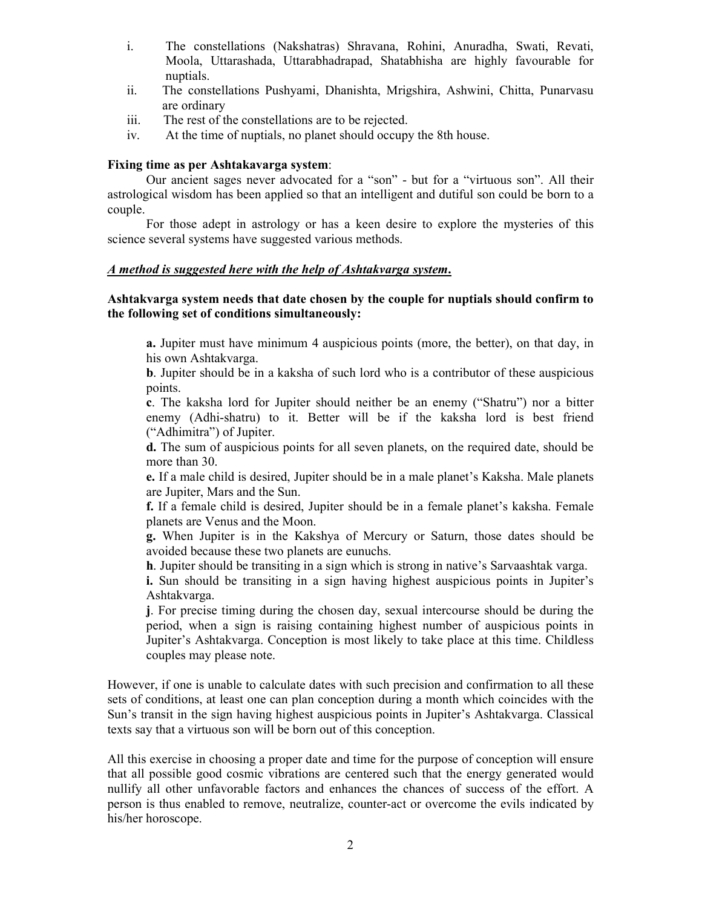i. The constellations (Nakshatras) Shravana, Rohini, Anuradha, Swati, Revati, Moola, Uttarashada, Uttarabhadrapad, Shatabhisha are highly favourable for nuptials.
ii. The constellations Pushyami, Dhanishta, Mrigshira, Ashwini, Chitta, Punarvasu are ordinary
iii. The rest of the constellations are to be rejected.
iv. At the time of nuptials, no planet should occupy the 8th house.

**Fixing time as per Ashtakavarga system**:

Our ancient sages never advocated for a "son" - but for a "virtuous son". All their astrological wisdom has been applied so that an intelligent and dutiful son could be born to a couple.

For those adept in astrology or has a keen desire to explore the mysteries of this science several systems have suggested various methods.

***A method is suggested here with the help of Ashtakvarga system.***

**Ashtakvarga system needs that date chosen by the couple for nuptials should confirm to the following set of conditions simultaneously:**

**a.** Jupiter must have minimum 4 auspicious points (more, the better), on that day, in his own Ashtakvarga.

**b**. Jupiter should be in a kaksha of such lord who is a contributor of these auspicious points.

**c**. The kaksha lord for Jupiter should neither be an enemy ("Shatru") nor a bitter enemy (Adhi-shatru) to it. Better will be if the kaksha lord is best friend ("Adhimitra") of Jupiter.

**d.** The sum of auspicious points for all seven planets, on the required date, should be more than 30.

**e.** If a male child is desired, Jupiter should be in a male planet's Kaksha. Male planets are Jupiter, Mars and the Sun.

**f.** If a female child is desired, Jupiter should be in a female planet's kaksha. Female planets are Venus and the Moon.

**g.** When Jupiter is in the Kakshya of Mercury or Saturn, those dates should be avoided because these two planets are eunuchs.

**h**. Jupiter should be transiting in a sign which is strong in native's Sarvaashtak varga.

**i.** Sun should be transiting in a sign having highest auspicious points in Jupiter's Ashtakvarga.

**j**. For precise timing during the chosen day, sexual intercourse should be during the period, when a sign is raising containing highest number of auspicious points in Jupiter's Ashtakvarga. Conception is most likely to take place at this time. Childless couples may please note.

However, if one is unable to calculate dates with such precision and confirmation to all these sets of conditions, at least one can plan conception during a month which coincides with the Sun's transit in the sign having highest auspicious points in Jupiter's Ashtakvarga. Classical texts say that a virtuous son will be born out of this conception.

All this exercise in choosing a proper date and time for the purpose of conception will ensure that all possible good cosmic vibrations are centered such that the energy generated would nullify all other unfavorable factors and enhances the chances of success of the effort. A person is thus enabled to remove, neutralize, counter-act or overcome the evils indicated by his/her horoscope.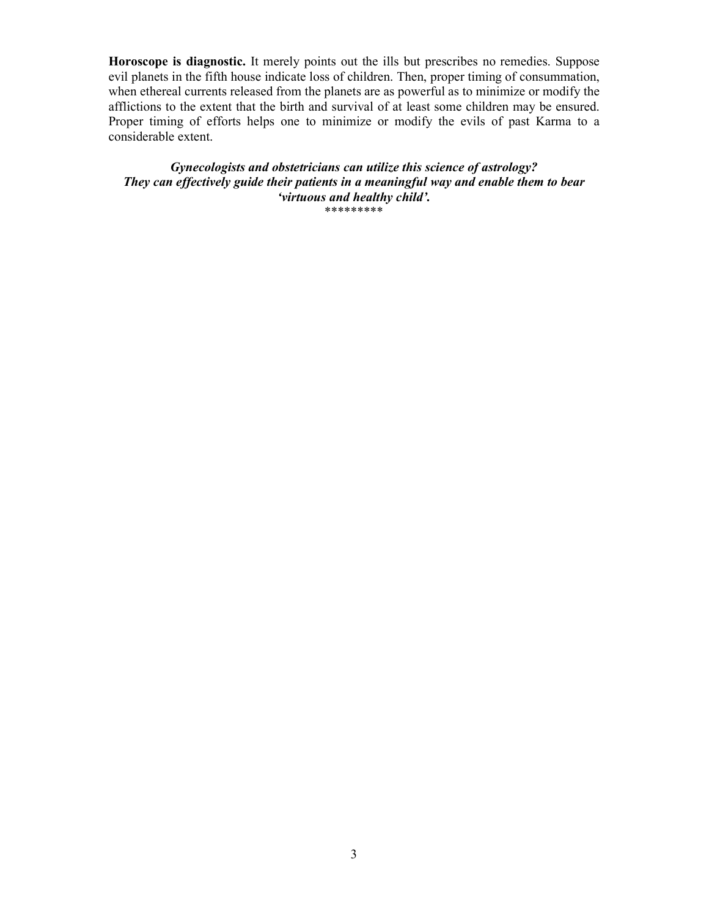**Horoscope is diagnostic.** It merely points out the ills but prescribes no remedies. Suppose evil planets in the fifth house indicate loss of children. Then, proper timing of consummation, when ethereal currents released from the planets are as powerful as to minimize or modify the afflictions to the extent that the birth and survival of at least some children may be ensured. Proper timing of efforts helps one to minimize or modify the evils of past Karma to a considerable extent.

***Gynecologists and obstetricians can utilize this science of astrology? They can effectively guide their patients in a meaningful way and enable them to bear 'virtuous and healthy child'.***

*********